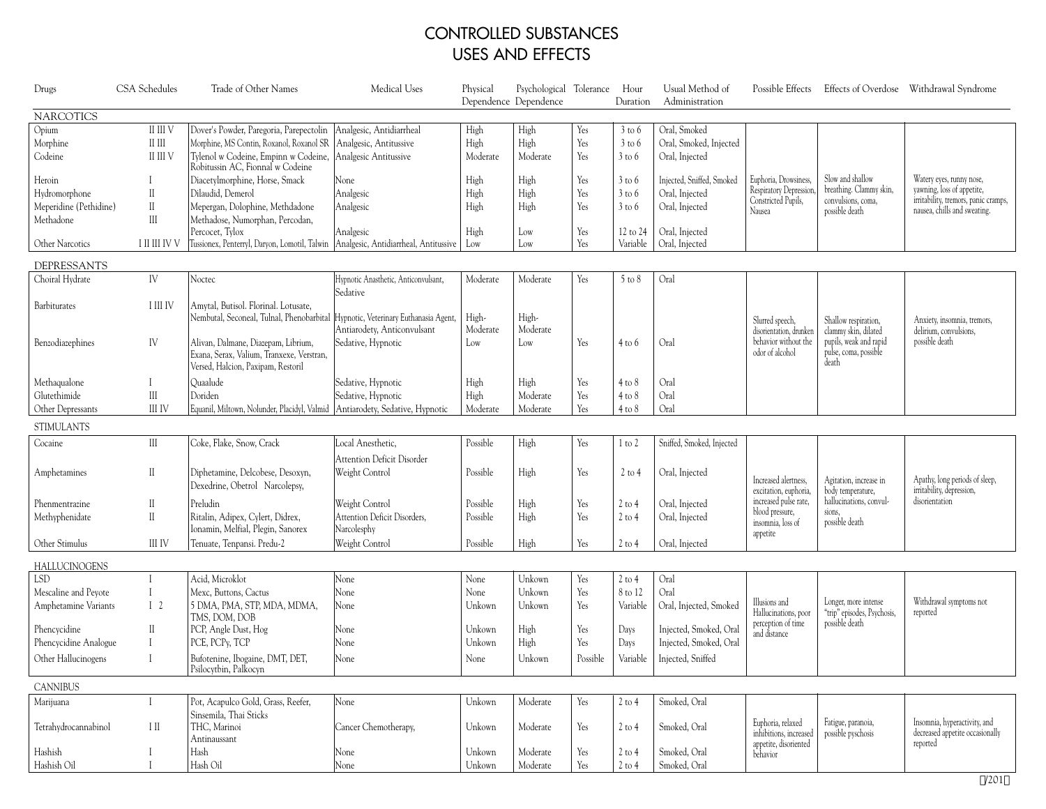# CONTROLLED SUBSTANCES
# USES AND EFFECTS

| Drugs | CSA Schedules | Trade of Other Names | Medical Uses | Physical Dependence | Psychological Dependence | Tolerance | Hour Duration | Usual Method of Administration | Possible Effects | Effects of Overdose | Withdrawal Syndrome |
|---|---|---|---|---|---|---|---|---|---|---|---|
| **NARCOTICS** | | | | | | | | | | | |
| Opium | II III V | Dover's Powder, Paregoria, Parepectolin | Analgesic, Antidiarrheal | High | High | Yes | 3 to 6 | Oral, Smoked | Euphoria, Drowsiness, Respiratory Depression, Constricted Pupils, Nausea | Slow and shallow breathing. Clammy skin, convulsions, coma, possible death | Watery eyes, runny nose, yawning, loss of appetite, irritability, tremors, panic cramps, nausea, chills and sweating. |
| Morphine | II III | Morphine, MS Contin, Roxanol, Roxanol SR | Analgesic, Antitussive | High | High | Yes | 3 to 6 | Oral, Smoked, Injected | | | |
| Codeine | II III V | Tylenol w Codeine, Empinn w Codeine, Robitussin AC, Fionnal w Codeine | Analgesic Antitussive | Moderate | Moderate | Yes | 3 to 6 | Oral, Injected | | | |
| Heroin | I | Diacetylmorphine, Horse, Smack | None | High | High | Yes | 3 to 6 | Injected, Sniffed, Smoked | | | |
| Hydromorphone | II | Dilaudid, Demerol | Analgesic | High | High | Yes | 3 to 6 | Oral, Injected | | | |
| Meperidine (Pethidine) | II | Mepergan, Dolophine, Methdadone | Analgesic | High | High | Yes | 3 to 6 | Oral, Injected | | | |
| Methadone | III | Methadose, Numorphan, Percodan, Percocet, Tylox | Analgesic | High | Low | Yes | 12 to 24 | Oral, Injected | | | |
| Other Narcotics | I II III IV V | Tussionex, Penterryl, Daryon, Lomotil, Talwin | Analgesic, Antidiarrheal, Antitussive | Low | Low | Yes | Variable | Oral, Injected | | | |
| **DEPRESSANTS** | | | | | | | | | | | |
| Choiral Hydrate | IV | Noctec | Hypnotic Anasthetic, Anticonvulsant, Sedative | Moderate | Moderate | Yes | 5 to 8 | Oral | Slurred speech, disorientation, drunken behavior without the odor of alcohol | Shallow respiration, clammy skin, dilated pupils, weak and rapid pulse, coma, possible death | Anxiety, insomnia, tremors, delirium, convulsions, possible death |
| Barbiturates | I III IV | Amytal, Butisol. Florinal. Lotusate, Nembutal, Seconeal, Tulnal, Phenobarbital | Hypnotic, Veterinary Euthanasia Agent, Antiarodety, Anticonvulsant | High-Moderate | High-Moderate | | | | | | |
| Benzodiazephines | IV | Alivan, Dalmane, Diazepam, Librium, Exana, Serax, Valium, Tranxexe, Verstran, Versed, Halcion, Paxipam, Restoril | Sedative, Hypnotic | Low | Low | Yes | 4 to 6 | Oral | | | |
| Methaqualone | I | Quaalude | Sedative, Hypnotic | High | High | Yes | 4 to 8 | Oral | | | |
| Glutethimide | III | Doriden | Sedative, Hypnotic | High | Moderate | Yes | 4 to 8 | Oral | | | |
| Other Depressants | III IV | Equanil, Miltown, Nolunder, Placidyl, Valmid | Antiarodety, Sedative, Hypnotic | Moderate | Moderate | Yes | 4 to 8 | Oral | | | |
| **STIMULANTS** | | | | | | | | | | | |
| Cocaine | III | Coke, Flake, Snow, Crack | Local Anesthetic, | Possible | High | Yes | 1 to 2 | Sniffed, Smoked, Injected | Increased alertness, excitation, euphoria, increased pulse rate, blood pressure, insomnia, loss of appetite | Agitation, increase in body temperature, hallucinations, convulsions, possible death | Apathy, long periods of sleep, irritability, depression, disorientation |
| Amphetamines | II | Diphetamine, Delcobese, Desoxyn, Dexedrine, Obetrol Narcolepsy, | Attention Deficit Disorder Weight Control | Possible | High | Yes | 2 to 4 | Oral, Injected | | | |
| Phenmentrazine | II | Preludin | Weight Control | Possible | High | Yes | 2 to 4 | Oral, Injected | | | |
| Methyphenidate | II | Ritalin, Adipex, Cylert, Didrex, Ionamin, Melfial, Plegin, Sanorex | Attention Deficit Disorders, Narcolesphy | Possible | High | Yes | 2 to 4 | Oral, Injected | | | |
| Other Stimulus | III IV | Tenuate, Tenpansi. Predu-2 | Weight Control | Possible | High | Yes | 2 to 4 | Oral, Injected | | | |
| **HALLUCINOGENS** | | | | | | | | | | | |
| LSD | I | Acid, Microklot | None | None | Unkown | Yes | 2 to 4 | Oral | Illusions and Hallucinations, poor perception of time and distance | Longer, more intense "trip" episodes, Psychosis, possible death | Withdrawal symptoms not reported |
| Mescaline and Peyote | I | Mexc, Buttons, Cactus | None | None | Unkown | Yes | 8 to 12 | Oral | | | |
| Amphetamine Variants | I 2 | 5 DMA, PMA, STP, MDA, MDMA, TMS, DOM, DOB | None | Unkown | Unkown | Yes | Variable | Oral, Injected, Smoked | | | |
| Phencycidine | II | PCP, Angle Dust, Hog | None | Unkown | High | Yes | Days | Injected, Smoked, Oral | | | |
| Phencycidine Analogue | I | PCE, PCPy, TCP | None | Unkown | High | Yes | Days | Injected, Smoked, Oral | | | |
| Other Hallucinogens | I | Bufotenine, Ibogaine, DMT, DET, Psilocytbin, Palkocyn | None | None | Unkown | Possible | Variable | Injected, Sniffed | | | |
| **CANNIBUS** | | | | | | | | | | | |
| Marijuana | I | Pot, Acapulco Gold, Grass, Reefer, Sinsemila, Thai Sticks | None | Unkown | Moderate | Yes | 2 to 4 | Smoked, Oral | Euphoria, relaxed inhibitions, increased appetite, disorientated behavior | Fatigue, paranoia, possible pyschosis | Insomnia, hyperactivity, and decreased appetite occasionally reported |
| Tetrahydrocannabinol | I II | THC, Marinoi Antinaussant | Cancer Chemotherapy, | Unkown | Moderate | Yes | 2 to 4 | Smoked, Oral | | | |
| Hashish | I | Hash | None | Unkown | Moderate | Yes | 2 to 4 | Smoked, Oral | | | |
| Hashish Oil | I | Hash Oil | None | Unkown | Moderate | Yes | 2 to 4 | Smoked, Oral | | | |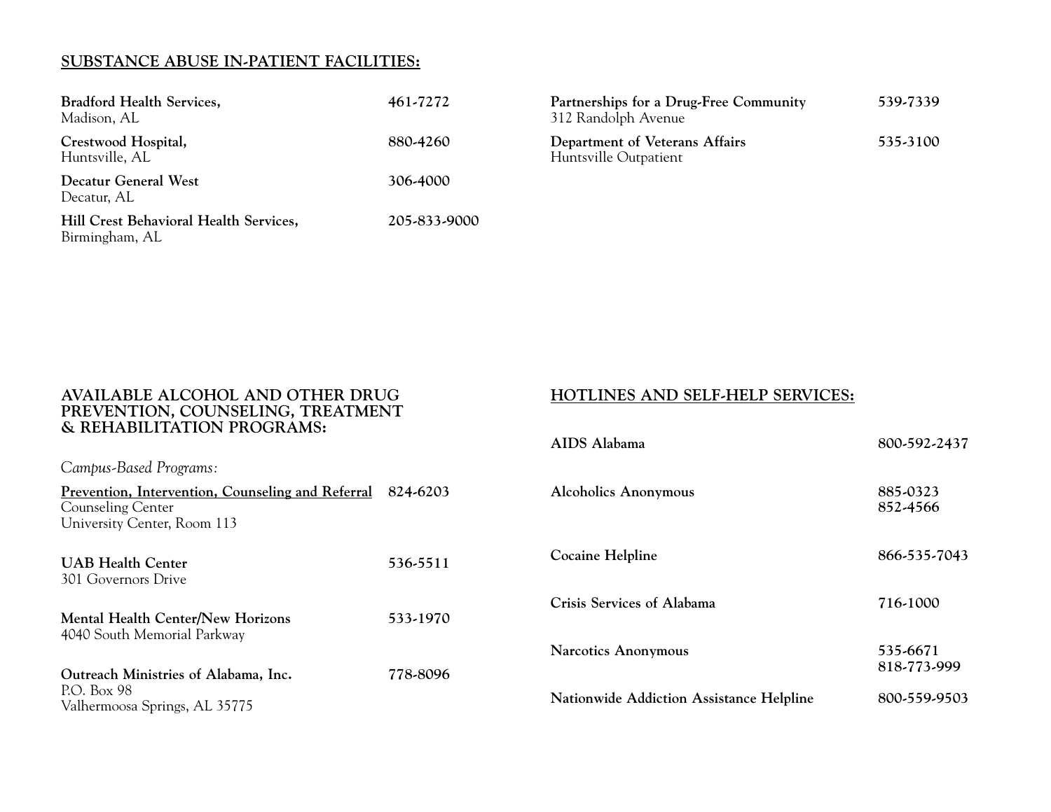## SUBSTANCE ABUSE IN-PATIENT FACILITIES:

**Bradford Health Services,** 461-7272
Madison, AL

**Crestwood Hospital,** 880-4260
Huntsville, AL

**Decatur General West** 306-4000
Decatur, AL

**Hill Crest Behavioral Health Services,** 205-833-9000
Birmingham, AL

**Partnerships for a Drug-Free Community** 539-7339
312 Randolph Avenue

**Department of Veterans Affairs** 535-3100
Huntsville Outpatient

## AVAILABLE ALCOHOL AND OTHER DRUG PREVENTION, COUNSELING, TREATMENT & REHABILITATION PROGRAMS:

*Campus-Based Programs:*

**Prevention, Intervention, Counseling and Referral** 824-6203
Counseling Center
University Center, Room 113

**UAB Health Center** 536-5511
301 Governors Drive

**Mental Health Center/New Horizons** 533-1970
4040 South Memorial Parkway

**Outreach Ministries of Alabama, Inc.** 778-8096
P.O. Box 98
Valhermoosa Springs, AL 35775

## HOTLINES AND SELF-HELP SERVICES:

**AIDS Alabama** 800-592-2437

**Alcoholics Anonymous** 885-0323
852-4566

**Cocaine Helpline** 866-535-7043

**Crisis Services of Alabama** 716-1000

**Narcotics Anonymous** 535-6671
818-773-999

**Nationwide Addiction Assistance Helpline** 800-559-9503